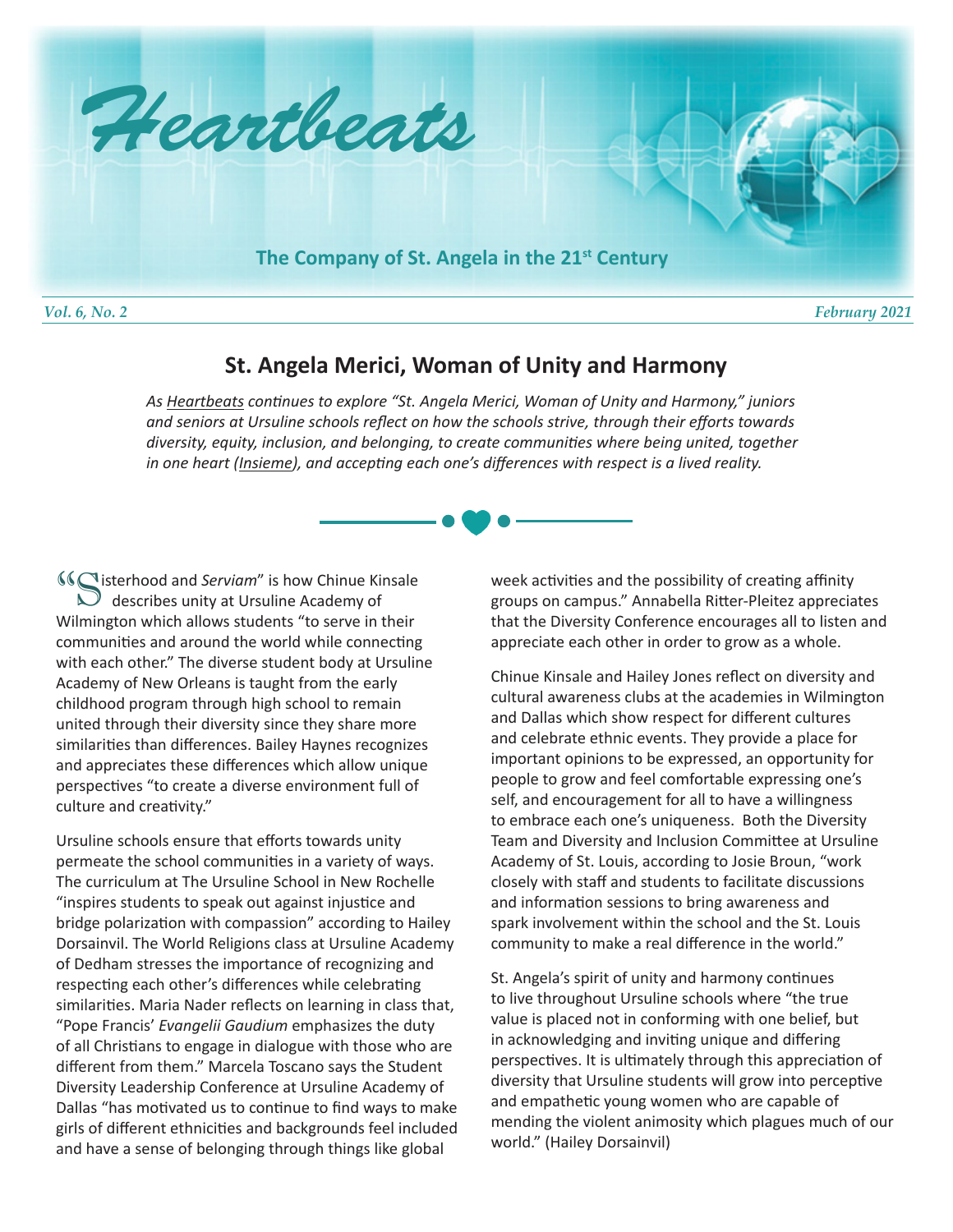# Heartbeats

**The Company of St. Angela in the 21st Century**

*Vol. 6, No. 2* *February 2021*

## St. Angela Merici, Woman of Unity and Harmony

*As Heartbeats continues to explore "St. Angela Merici, Woman of Unity and Harmony," juniors and seniors at Ursuline schools reflect on how the schools strive, through their efforts towards diversity, equity, inclusion, and belonging, to create communities where being united, together in one heart (Insieme), and accepting each one's differences with respect is a lived reality.*

"Sisterhood and *Serviam*" is how Chinue Kinsale describes unity at Ursuline Academy of Wilmington which allows students "to serve in their communities and around the world while connecting with each other." The diverse student body at Ursuline Academy of New Orleans is taught from the early childhood program through high school to remain united through their diversity since they share more similarities than differences. Bailey Haynes recognizes and appreciates these differences which allow unique perspectives "to create a diverse environment full of culture and creativity."

Ursuline schools ensure that efforts towards unity permeate the school communities in a variety of ways. The curriculum at The Ursuline School in New Rochelle "inspires students to speak out against injustice and bridge polarization with compassion" according to Hailey Dorsainvil. The World Religions class at Ursuline Academy of Dedham stresses the importance of recognizing and respecting each other's differences while celebrating similarities. Maria Nader reflects on learning in class that, "Pope Francis' *Evangelii Gaudium* emphasizes the duty of all Christians to engage in dialogue with those who are different from them." Marcela Toscano says the Student Diversity Leadership Conference at Ursuline Academy of Dallas "has motivated us to continue to find ways to make girls of different ethnicities and backgrounds feel included and have a sense of belonging through things like global week activities and the possibility of creating affinity groups on campus." Annabella Ritter-Pleitez appreciates that the Diversity Conference encourages all to listen and appreciate each other in order to grow as a whole.

Chinue Kinsale and Hailey Jones reflect on diversity and cultural awareness clubs at the academies in Wilmington and Dallas which show respect for different cultures and celebrate ethnic events. They provide a place for important opinions to be expressed, an opportunity for people to grow and feel comfortable expressing one's self, and encouragement for all to have a willingness to embrace each one's uniqueness. Both the Diversity Team and Diversity and Inclusion Committee at Ursuline Academy of St. Louis, according to Josie Broun, "work closely with staff and students to facilitate discussions and information sessions to bring awareness and spark involvement within the school and the St. Louis community to make a real difference in the world."

St. Angela's spirit of unity and harmony continues to live throughout Ursuline schools where "the true value is placed not in conforming with one belief, but in acknowledging and inviting unique and differing perspectives. It is ultimately through this appreciation of diversity that Ursuline students will grow into perceptive and empathetic young women who are capable of mending the violent animosity which plagues much of our world." (Hailey Dorsainvil)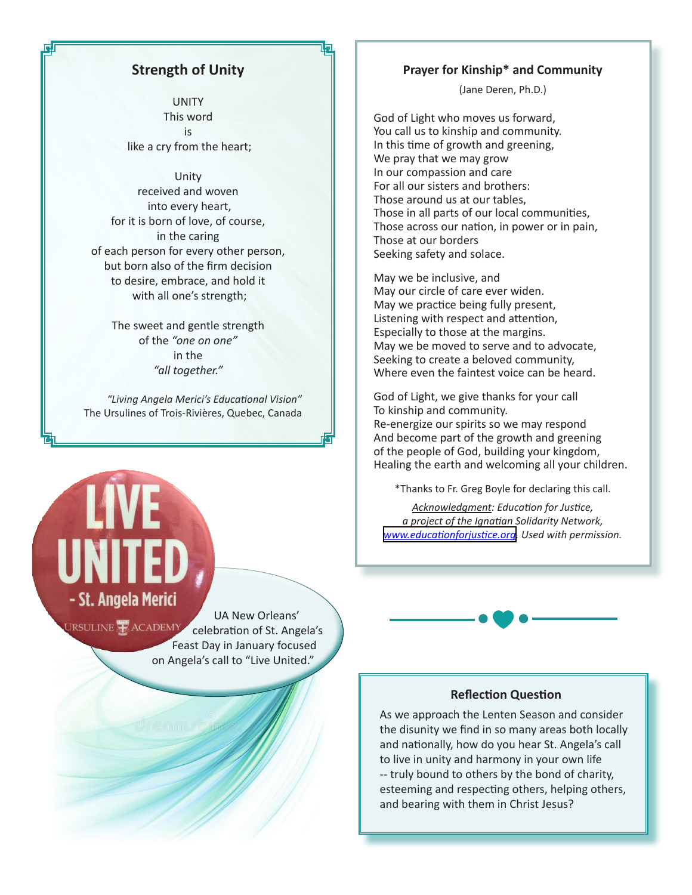## Strength of Unity

UNITY
This word
is
like a cry from the heart;

Unity
received and woven
into every heart,
for it is born of love, of course,
in the caring
of each person for every other person,
but born also of the firm decision
to desire, embrace, and hold it
with all one's strength;

The sweet and gentle strength
of the *"one on one"*
in the
*"all together."*

*"Living Angela Merici's Educational Vision"*
The Ursulines of Trois-Rivières, Quebec, Canada

LIVE UNITED
- St. Angela Merici
URSULINE ACADEMY

UA New Orleans' celebration of St. Angela's Feast Day in January focused on Angela's call to "Live United."

## Prayer for Kinship* and Community

(Jane Deren, Ph.D.)

God of Light who moves us forward,
You call us to kinship and community.
In this time of growth and greening,
We pray that we may grow
In our compassion and care
For all our sisters and brothers:
Those around us at our tables,
Those in all parts of our local communities,
Those across our nation, in power or in pain,
Those at our borders
Seeking safety and solace.

May we be inclusive, and
May our circle of care ever widen.
May we practice being fully present,
Listening with respect and attention,
Especially to those at the margins.
May we be moved to serve and to advocate,
Seeking to create a beloved community,
Where even the faintest voice can be heard.

God of Light, we give thanks for your call
To kinship and community.
Re-energize our spirits so we may respond
And become part of the growth and greening
of the people of God, building your kingdom,
Healing the earth and welcoming all your children.

*Thanks to Fr. Greg Boyle for declaring this call.

*Acknowledgment: Education for Justice, a project of the Ignatian Solidarity Network, www.educationforjustice.org. Used with permission.*

## Reflection Question

As we approach the Lenten Season and consider the disunity we find in so many areas both locally and nationally, how do you hear St. Angela's call to live in unity and harmony in your own life -- truly bound to others by the bond of charity, esteeming and respecting others, helping others, and bearing with them in Christ Jesus?